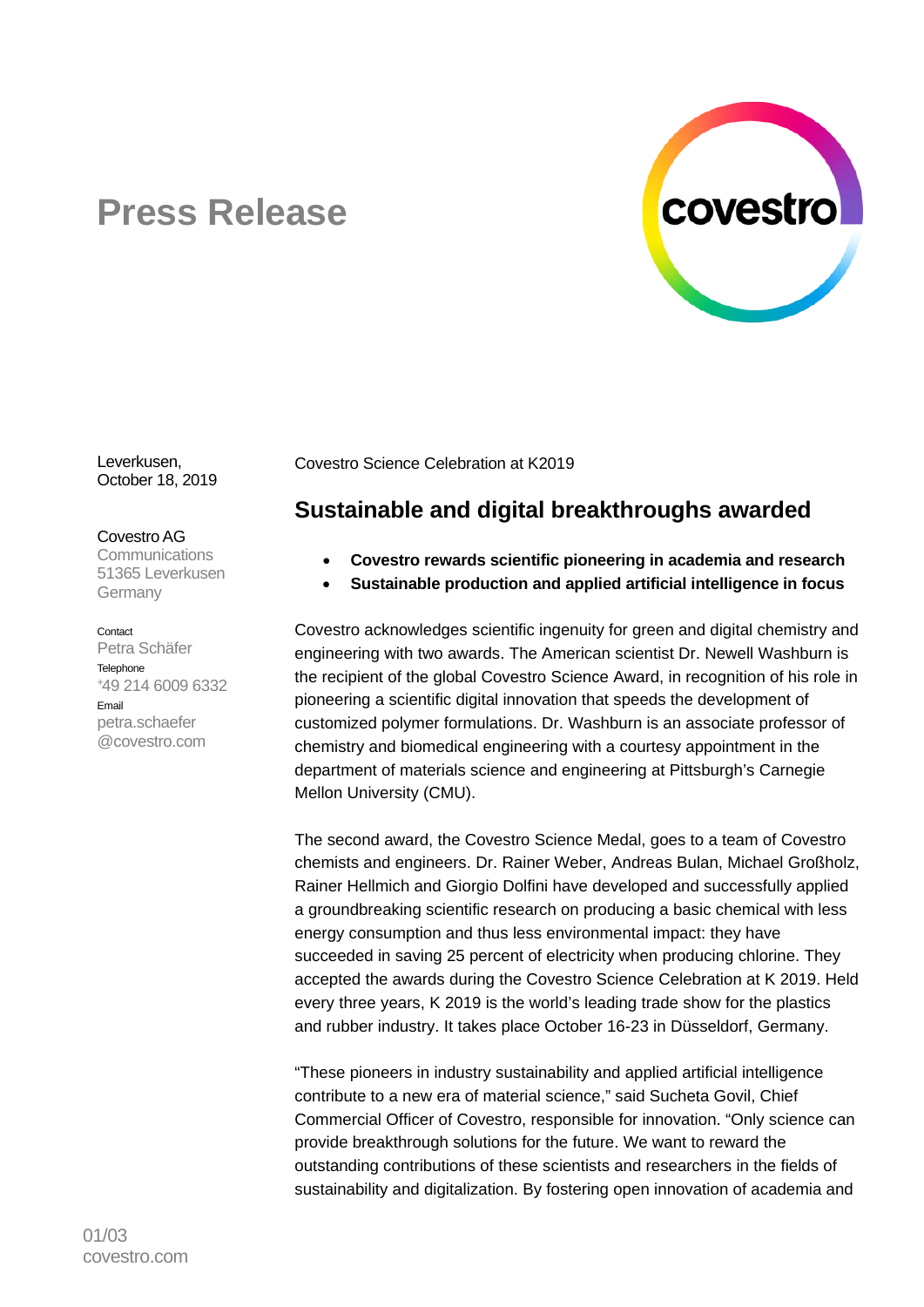# Press Release

Leverkusen,
October 18, 2019

Covestro AG
Communications
51365 Leverkusen
Germany

Contact
Petra Schäfer
Telephone
+49 214 6009 6332
Email
petra.schaefer
@covestro.com

Covestro Science Celebration at K2019

## Sustainable and digital breakthroughs awarded

- **Covestro rewards scientific pioneering in academia and research**
- **Sustainable production and applied artificial intelligence in focus**

Covestro acknowledges scientific ingenuity for green and digital chemistry and engineering with two awards. The American scientist Dr. Newell Washburn is the recipient of the global Covestro Science Award, in recognition of his role in pioneering a scientific digital innovation that speeds the development of customized polymer formulations. Dr. Washburn is an associate professor of chemistry and biomedical engineering with a courtesy appointment in the department of materials science and engineering at Pittsburgh's Carnegie Mellon University (CMU).

The second award, the Covestro Science Medal, goes to a team of Covestro chemists and engineers. Dr. Rainer Weber, Andreas Bulan, Michael Großholz, Rainer Hellmich and Giorgio Dolfini have developed and successfully applied a groundbreaking scientific research on producing a basic chemical with less energy consumption and thus less environmental impact: they have succeeded in saving 25 percent of electricity when producing chlorine. They accepted the awards during the Covestro Science Celebration at K 2019. Held every three years, K 2019 is the world's leading trade show for the plastics and rubber industry. It takes place October 16-23 in Düsseldorf, Germany.

"These pioneers in industry sustainability and applied artificial intelligence contribute to a new era of material science," said Sucheta Govil, Chief Commercial Officer of Covestro, responsible for innovation. "Only science can provide breakthrough solutions for the future. We want to reward the outstanding contributions of these scientists and researchers in the fields of sustainability and digitalization. By fostering open innovation of academia and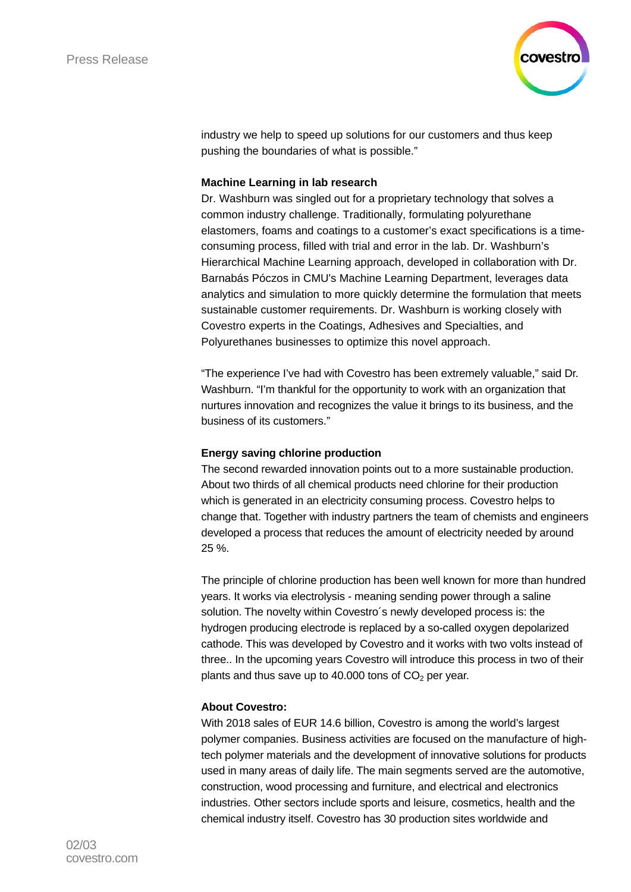industry we help to speed up solutions for our customers and thus keep pushing the boundaries of what is possible."

**Machine Learning in lab research**

Dr. Washburn was singled out for a proprietary technology that solves a common industry challenge. Traditionally, formulating polyurethane elastomers, foams and coatings to a customer's exact specifications is a time-consuming process, filled with trial and error in the lab. Dr. Washburn's Hierarchical Machine Learning approach, developed in collaboration with Dr. Barnabás Póczos in CMU's Machine Learning Department, leverages data analytics and simulation to more quickly determine the formulation that meets sustainable customer requirements. Dr. Washburn is working closely with Covestro experts in the Coatings, Adhesives and Specialties, and Polyurethanes businesses to optimize this novel approach.

"The experience I've had with Covestro has been extremely valuable," said Dr. Washburn. "I'm thankful for the opportunity to work with an organization that nurtures innovation and recognizes the value it brings to its business, and the business of its customers."

**Energy saving chlorine production**

The second rewarded innovation points out to a more sustainable production. About two thirds of all chemical products need chlorine for their production which is generated in an electricity consuming process. Covestro helps to change that. Together with industry partners the team of chemists and engineers developed a process that reduces the amount of electricity needed by around 25 %.

The principle of chlorine production has been well known for more than hundred years. It works via electrolysis - meaning sending power through a saline solution. The novelty within Covestro´s newly developed process is: the hydrogen producing electrode is replaced by a so-called oxygen depolarized cathode. This was developed by Covestro and it works with two volts instead of three.. In the upcoming years Covestro will introduce this process in two of their plants and thus save up to 40.000 tons of $CO_2$ per year.

**About Covestro:**

With 2018 sales of EUR 14.6 billion, Covestro is among the world's largest polymer companies. Business activities are focused on the manufacture of high-tech polymer materials and the development of innovative solutions for products used in many areas of daily life. The main segments served are the automotive, construction, wood processing and furniture, and electrical and electronics industries. Other sectors include sports and leisure, cosmetics, health and the chemical industry itself. Covestro has 30 production sites worldwide and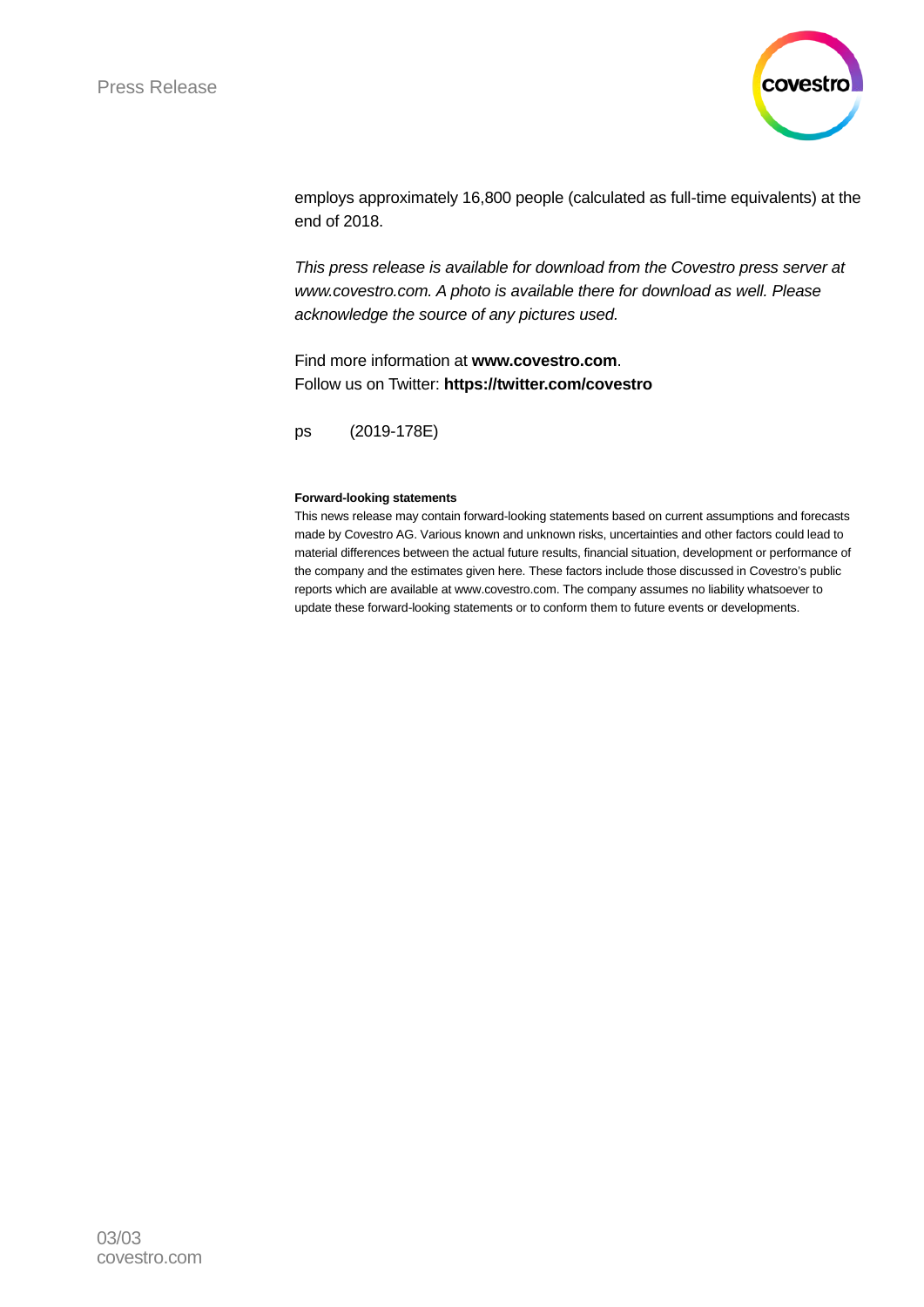employs approximately 16,800 people (calculated as full-time equivalents) at the end of 2018.

*This press release is available for download from the Covestro press server at www.covestro.com. A photo is available there for download as well. Please acknowledge the source of any pictures used.*

Find more information at **www.covestro.com**.
Follow us on Twitter: **https://twitter.com/covestro**

ps (2019-178E)

**Forward-looking statements**

This news release may contain forward-looking statements based on current assumptions and forecasts made by Covestro AG. Various known and unknown risks, uncertainties and other factors could lead to material differences between the actual future results, financial situation, development or performance of the company and the estimates given here. These factors include those discussed in Covestro's public reports which are available at www.covestro.com. The company assumes no liability whatsoever to update these forward-looking statements or to conform them to future events or developments.